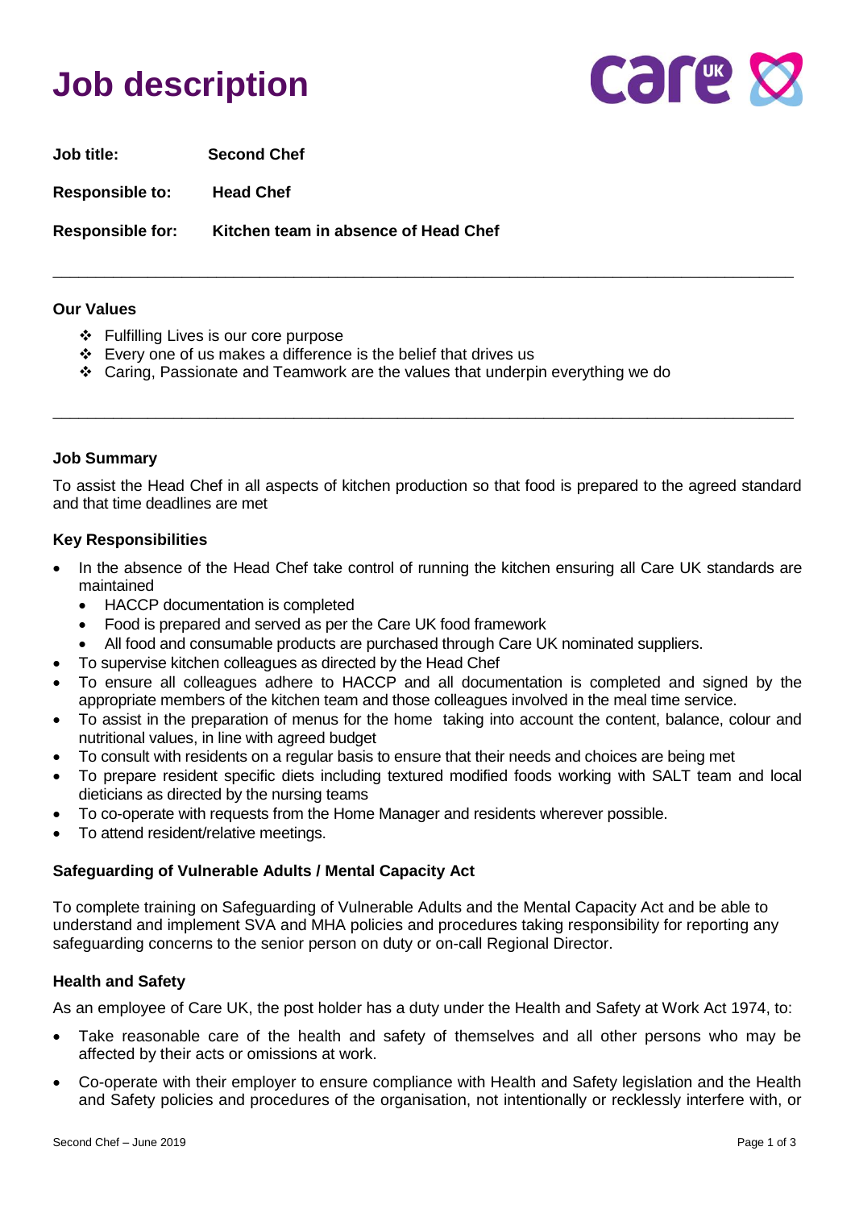# Job description

**Job title:** **Second Chef**

**Responsible to:** **Head Chef**

**Responsible for:** **Kitchen team in absence of Head Chef**

---

**Our Values**

- ❖ Fulfilling Lives is our core purpose
- ❖ Every one of us makes a difference is the belief that drives us
- ❖ Caring, Passionate and Teamwork are the values that underpin everything we do

---

**Job Summary**

To assist the Head Chef in all aspects of kitchen production so that food is prepared to the agreed standard and that time deadlines are met

**Key Responsibilities**

- In the absence of the Head Chef take control of running the kitchen ensuring all Care UK standards are maintained
  - HACCP documentation is completed
  - Food is prepared and served as per the Care UK food framework
  - All food and consumable products are purchased through Care UK nominated suppliers.
- To supervise kitchen colleagues as directed by the Head Chef
- To ensure all colleagues adhere to HACCP and all documentation is completed and signed by the appropriate members of the kitchen team and those colleagues involved in the meal time service.
- To assist in the preparation of menus for the home taking into account the content, balance, colour and nutritional values, in line with agreed budget
- To consult with residents on a regular basis to ensure that their needs and choices are being met
- To prepare resident specific diets including textured modified foods working with SALT team and local dieticians as directed by the nursing teams
- To co-operate with requests from the Home Manager and residents wherever possible.
- To attend resident/relative meetings.

**Safeguarding of Vulnerable Adults / Mental Capacity Act**

To complete training on Safeguarding of Vulnerable Adults and the Mental Capacity Act and be able to understand and implement SVA and MHA policies and procedures taking responsibility for reporting any safeguarding concerns to the senior person on duty or on-call Regional Director.

**Health and Safety**

As an employee of Care UK, the post holder has a duty under the Health and Safety at Work Act 1974, to:

- Take reasonable care of the health and safety of themselves and all other persons who may be affected by their acts or omissions at work.
- Co-operate with their employer to ensure compliance with Health and Safety legislation and the Health and Safety policies and procedures of the organisation, not intentionally or recklessly interfere with, or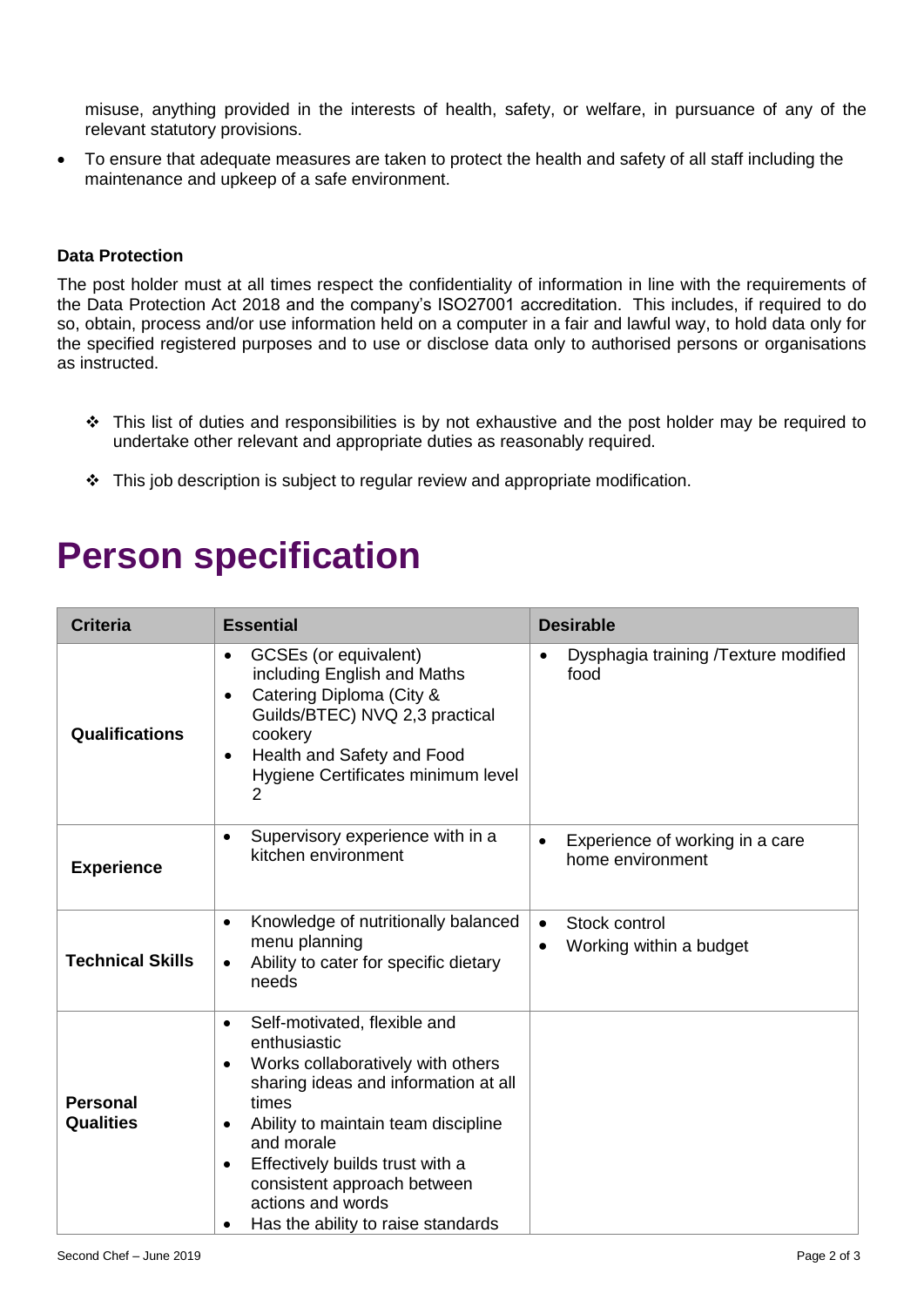misuse, anything provided in the interests of health, safety, or welfare, in pursuance of any of the relevant statutory provisions.

- To ensure that adequate measures are taken to protect the health and safety of all staff including the maintenance and upkeep of a safe environment.

**Data Protection**

The post holder must at all times respect the confidentiality of information in line with the requirements of the Data Protection Act 2018 and the company's ISO27001 accreditation. This includes, if required to do so, obtain, process and/or use information held on a computer in a fair and lawful way, to hold data only for the specified registered purposes and to use or disclose data only to authorised persons or organisations as instructed.

- ❖ This list of duties and responsibilities is by not exhaustive and the post holder may be required to undertake other relevant and appropriate duties as reasonably required.
- ❖ This job description is subject to regular review and appropriate modification.

# Person specification

| Criteria | Essential | Desirable |
|---|---|---|
| **Qualifications** | • GCSEs (or equivalent) including English and Maths<br>• Catering Diploma (City & Guilds/BTEC) NVQ 2,3 practical cookery<br>• Health and Safety and Food Hygiene Certificates minimum level 2 | • Dysphagia training /Texture modified food |
| **Experience** | • Supervisory experience with in a kitchen environment | • Experience of working in a care home environment |
| **Technical Skills** | • Knowledge of nutritionally balanced menu planning<br>• Ability to cater for specific dietary needs | • Stock control<br>• Working within a budget |
| **Personal Qualities** | • Self-motivated, flexible and enthusiastic<br>• Works collaboratively with others sharing ideas and information at all times<br>• Ability to maintain team discipline and morale<br>• Effectively builds trust with a consistent approach between actions and words<br>• Has the ability to raise standards | |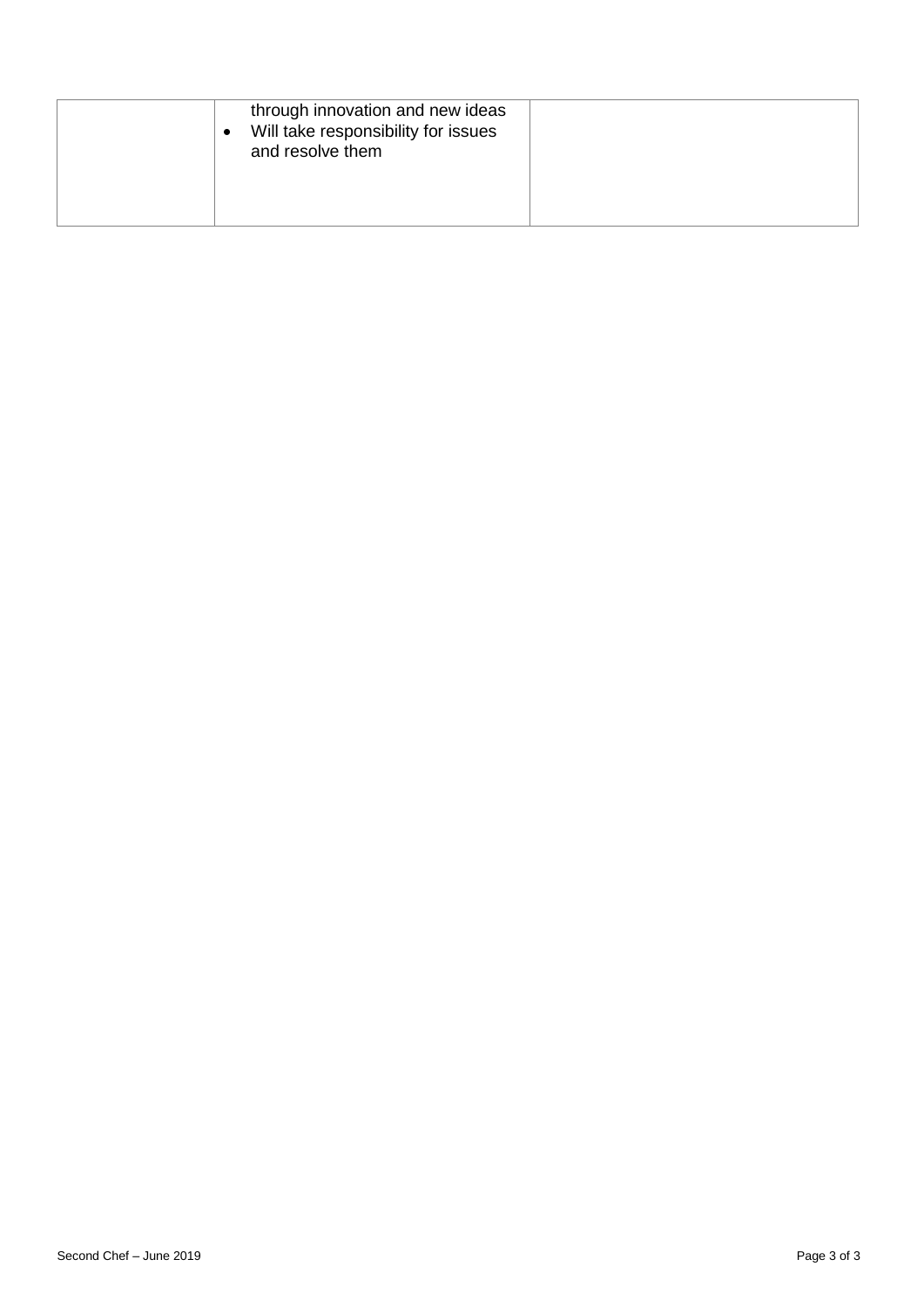| | | |
|---|---|---|
| | through innovation and new ideas<br>• Will take responsibility for issues and resolve them | |